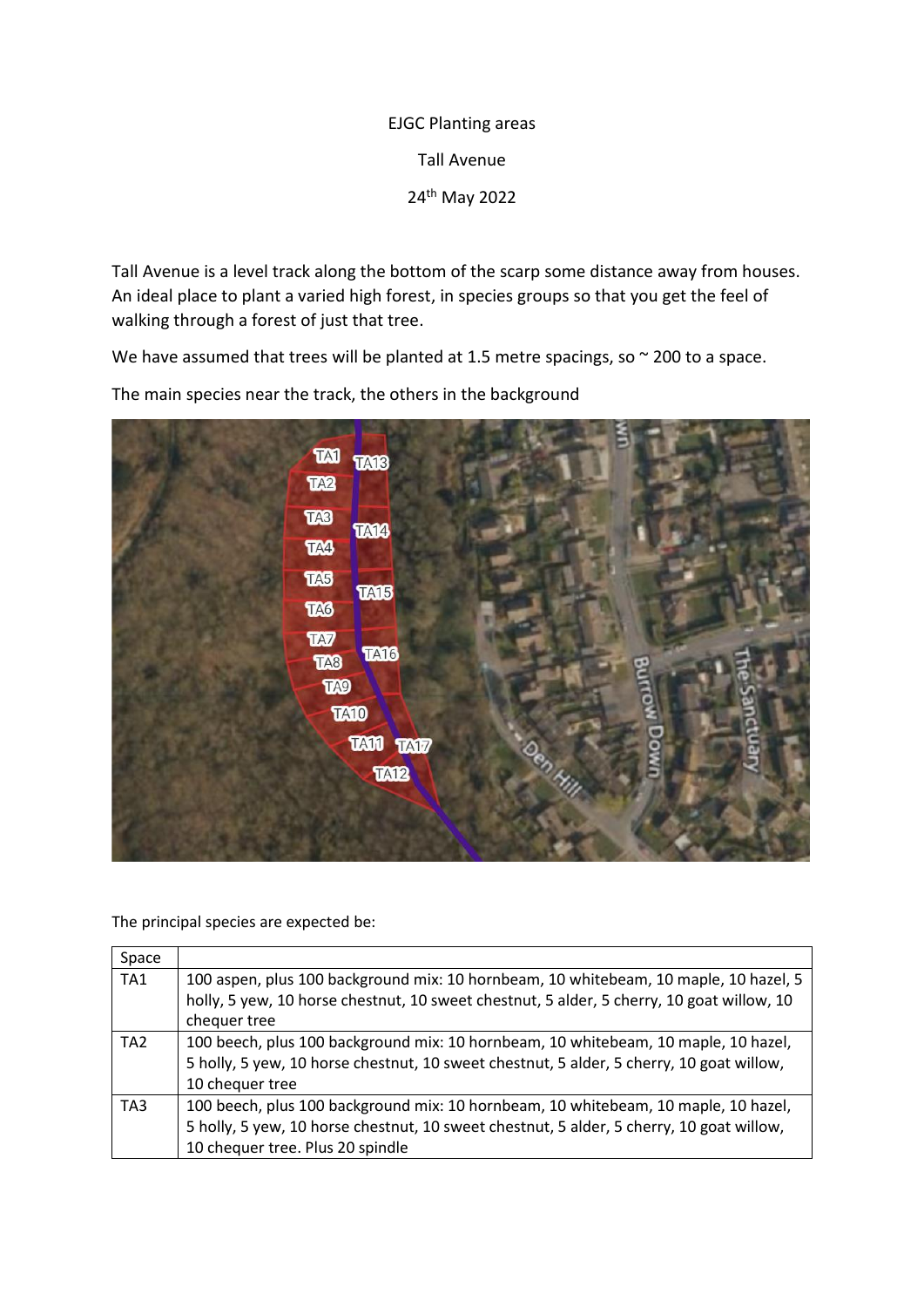EJGC Planting areas

Tall Avenue

24th May 2022

Tall Avenue is a level track along the bottom of the scarp some distance away from houses. An ideal place to plant a varied high forest, in species groups so that you get the feel of walking through a forest of just that tree.

We have assumed that trees will be planted at 1.5 metre spacings, so ~ 200 to a space.

The main species near the track, the others in the background

The principal species are expected be:

| Space | |
|---|---|
| TA1 | 100 aspen, plus 100 background mix: 10 hornbeam, 10 whitebeam, 10 maple, 10 hazel, 5 holly, 5 yew, 10 horse chestnut, 10 sweet chestnut, 5 alder, 5 cherry, 10 goat willow, 10 chequer tree |
| TA2 | 100 beech, plus 100 background mix: 10 hornbeam, 10 whitebeam, 10 maple, 10 hazel, 5 holly, 5 yew, 10 horse chestnut, 10 sweet chestnut, 5 alder, 5 cherry, 10 goat willow, 10 chequer tree |
| TA3 | 100 beech, plus 100 background mix: 10 hornbeam, 10 whitebeam, 10 maple, 10 hazel, 5 holly, 5 yew, 10 horse chestnut, 10 sweet chestnut, 5 alder, 5 cherry, 10 goat willow, 10 chequer tree. Plus 20 spindle |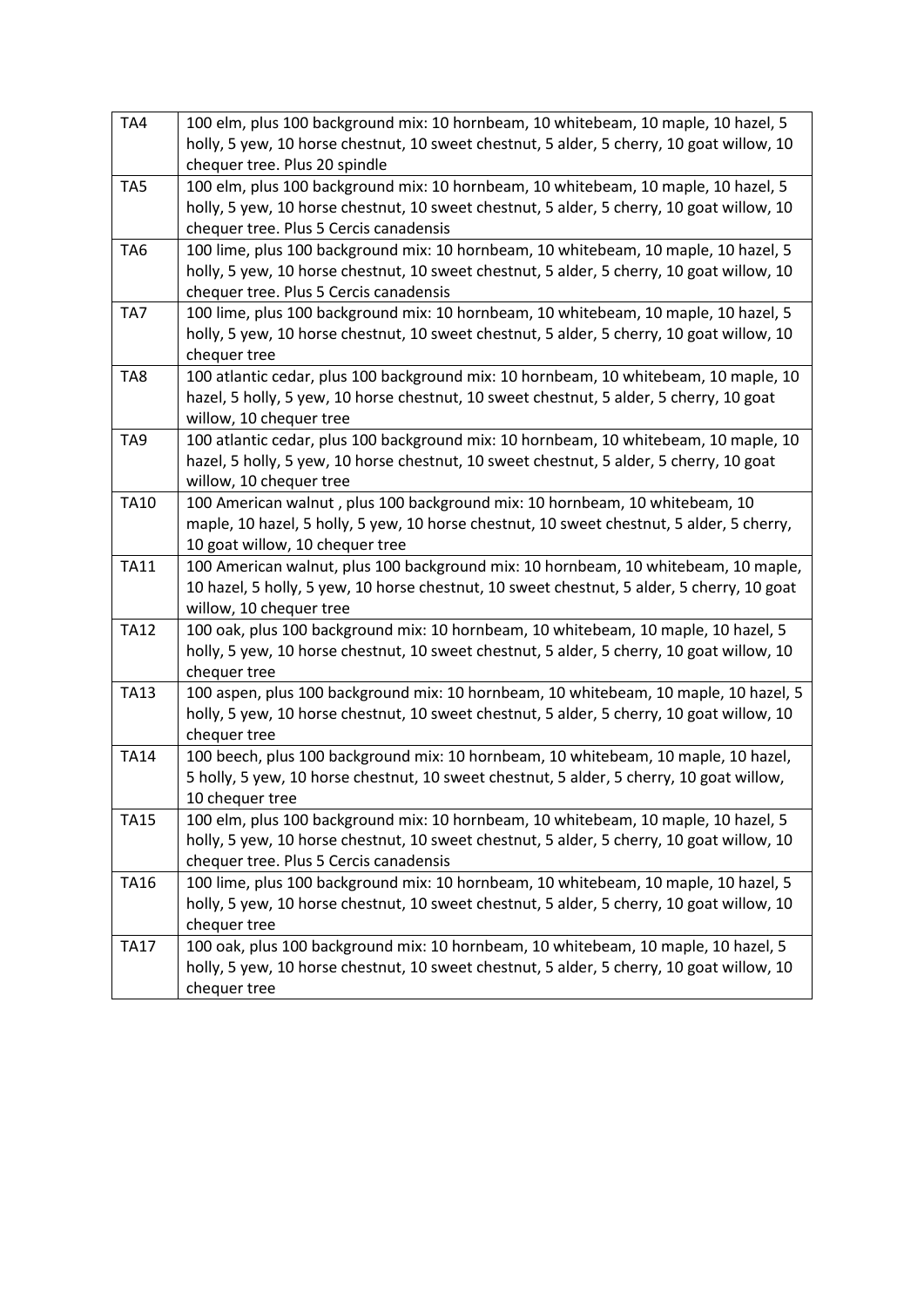| | |
|---|---|
| TA4 | 100 elm, plus 100 background mix: 10 hornbeam, 10 whitebeam, 10 maple, 10 hazel, 5 holly, 5 yew, 10 horse chestnut, 10 sweet chestnut, 5 alder, 5 cherry, 10 goat willow, 10 chequer tree. Plus 20 spindle |
| TA5 | 100 elm, plus 100 background mix: 10 hornbeam, 10 whitebeam, 10 maple, 10 hazel, 5 holly, 5 yew, 10 horse chestnut, 10 sweet chestnut, 5 alder, 5 cherry, 10 goat willow, 10 chequer tree. Plus 5 Cercis canadensis |
| TA6 | 100 lime, plus 100 background mix: 10 hornbeam, 10 whitebeam, 10 maple, 10 hazel, 5 holly, 5 yew, 10 horse chestnut, 10 sweet chestnut, 5 alder, 5 cherry, 10 goat willow, 10 chequer tree. Plus 5 Cercis canadensis |
| TA7 | 100 lime, plus 100 background mix: 10 hornbeam, 10 whitebeam, 10 maple, 10 hazel, 5 holly, 5 yew, 10 horse chestnut, 10 sweet chestnut, 5 alder, 5 cherry, 10 goat willow, 10 chequer tree |
| TA8 | 100 atlantic cedar, plus 100 background mix: 10 hornbeam, 10 whitebeam, 10 maple, 10 hazel, 5 holly, 5 yew, 10 horse chestnut, 10 sweet chestnut, 5 alder, 5 cherry, 10 goat willow, 10 chequer tree |
| TA9 | 100 atlantic cedar, plus 100 background mix: 10 hornbeam, 10 whitebeam, 10 maple, 10 hazel, 5 holly, 5 yew, 10 horse chestnut, 10 sweet chestnut, 5 alder, 5 cherry, 10 goat willow, 10 chequer tree |
| TA10 | 100 American walnut , plus 100 background mix: 10 hornbeam, 10 whitebeam, 10 maple, 10 hazel, 5 holly, 5 yew, 10 horse chestnut, 10 sweet chestnut, 5 alder, 5 cherry, 10 goat willow, 10 chequer tree |
| TA11 | 100 American walnut, plus 100 background mix: 10 hornbeam, 10 whitebeam, 10 maple, 10 hazel, 5 holly, 5 yew, 10 horse chestnut, 10 sweet chestnut, 5 alder, 5 cherry, 10 goat willow, 10 chequer tree |
| TA12 | 100 oak, plus 100 background mix: 10 hornbeam, 10 whitebeam, 10 maple, 10 hazel, 5 holly, 5 yew, 10 horse chestnut, 10 sweet chestnut, 5 alder, 5 cherry, 10 goat willow, 10 chequer tree |
| TA13 | 100 aspen, plus 100 background mix: 10 hornbeam, 10 whitebeam, 10 maple, 10 hazel, 5 holly, 5 yew, 10 horse chestnut, 10 sweet chestnut, 5 alder, 5 cherry, 10 goat willow, 10 chequer tree |
| TA14 | 100 beech, plus 100 background mix: 10 hornbeam, 10 whitebeam, 10 maple, 10 hazel, 5 holly, 5 yew, 10 horse chestnut, 10 sweet chestnut, 5 alder, 5 cherry, 10 goat willow, 10 chequer tree |
| TA15 | 100 elm, plus 100 background mix: 10 hornbeam, 10 whitebeam, 10 maple, 10 hazel, 5 holly, 5 yew, 10 horse chestnut, 10 sweet chestnut, 5 alder, 5 cherry, 10 goat willow, 10 chequer tree. Plus 5 Cercis canadensis |
| TA16 | 100 lime, plus 100 background mix: 10 hornbeam, 10 whitebeam, 10 maple, 10 hazel, 5 holly, 5 yew, 10 horse chestnut, 10 sweet chestnut, 5 alder, 5 cherry, 10 goat willow, 10 chequer tree |
| TA17 | 100 oak, plus 100 background mix: 10 hornbeam, 10 whitebeam, 10 maple, 10 hazel, 5 holly, 5 yew, 10 horse chestnut, 10 sweet chestnut, 5 alder, 5 cherry, 10 goat willow, 10 chequer tree |